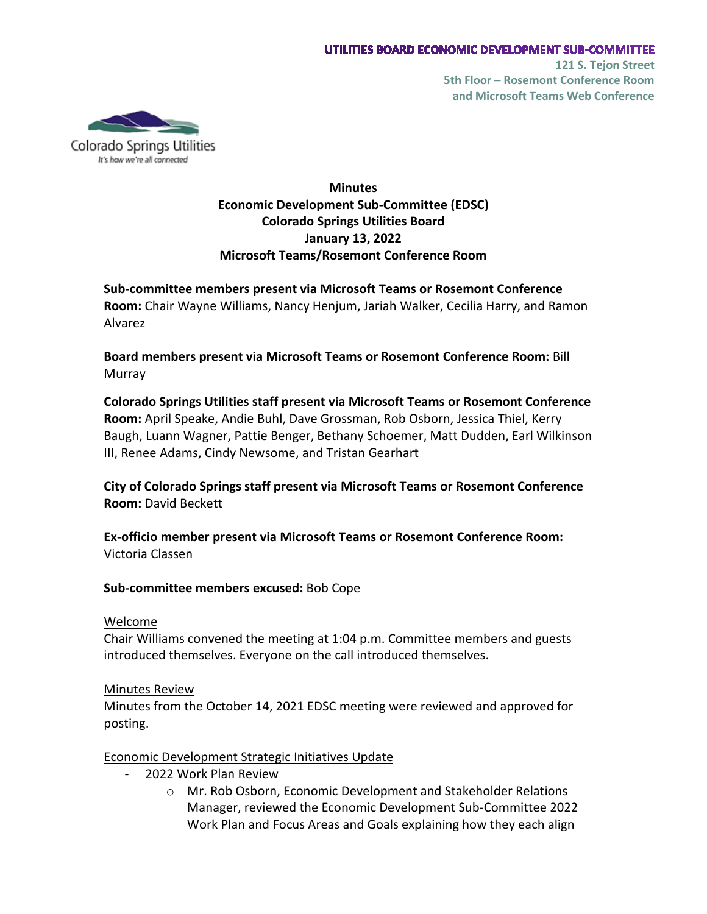UTILITIES BOARD ECONOMIC DEVELOPMENT SUB-COMMITTEE
121 S. Tejon Street
5th Floor – Rosemont Conference Room
and Microsoft Teams Web Conference

Colorado Springs Utilities
It's how we're all connected

**Minutes**
**Economic Development Sub-Committee (EDSC)**
**Colorado Springs Utilities Board**
**January 13, 2022**
**Microsoft Teams/Rosemont Conference Room**

**Sub-committee members present via Microsoft Teams or Rosemont Conference Room:** Chair Wayne Williams, Nancy Henjum, Jariah Walker, Cecilia Harry, and Ramon Alvarez

**Board members present via Microsoft Teams or Rosemont Conference Room:** Bill Murray

**Colorado Springs Utilities staff present via Microsoft Teams or Rosemont Conference Room:** April Speake, Andie Buhl, Dave Grossman, Rob Osborn, Jessica Thiel, Kerry Baugh, Luann Wagner, Pattie Benger, Bethany Schoemer, Matt Dudden, Earl Wilkinson III, Renee Adams, Cindy Newsome, and Tristan Gearhart

**City of Colorado Springs staff present via Microsoft Teams or Rosemont Conference Room:** David Beckett

**Ex-officio member present via Microsoft Teams or Rosemont Conference Room:** Victoria Classen

**Sub-committee members excused:** Bob Cope

<u>Welcome</u>
Chair Williams convened the meeting at 1:04 p.m. Committee members and guests introduced themselves. Everyone on the call introduced themselves.

<u>Minutes Review</u>
Minutes from the October 14, 2021 EDSC meeting were reviewed and approved for posting.

<u>Economic Development Strategic Initiatives Update</u>

- 2022 Work Plan Review
  - Mr. Rob Osborn, Economic Development and Stakeholder Relations Manager, reviewed the Economic Development Sub-Committee 2022 Work Plan and Focus Areas and Goals explaining how they each align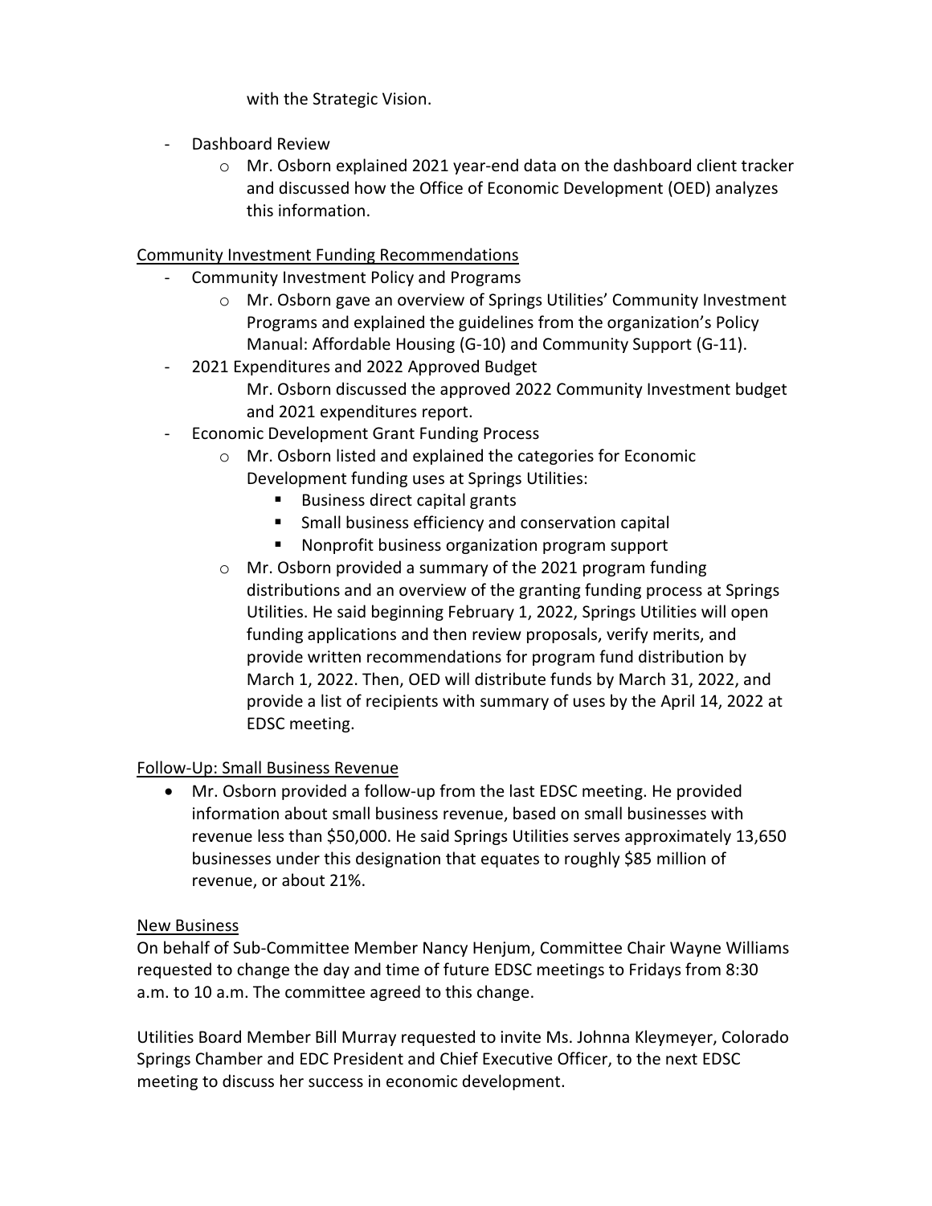with the Strategic Vision.

- Dashboard Review
  - Mr. Osborn explained 2021 year-end data on the dashboard client tracker and discussed how the Office of Economic Development (OED) analyzes this information.

<u>Community Investment Funding Recommendations</u>

- Community Investment Policy and Programs
  - Mr. Osborn gave an overview of Springs Utilities' Community Investment Programs and explained the guidelines from the organization's Policy Manual: Affordable Housing (G-10) and Community Support (G-11).
- 2021 Expenditures and 2022 Approved Budget
  
  Mr. Osborn discussed the approved 2022 Community Investment budget and 2021 expenditures report.
- Economic Development Grant Funding Process
  - Mr. Osborn listed and explained the categories for Economic Development funding uses at Springs Utilities:
    - Business direct capital grants
    - Small business efficiency and conservation capital
    - Nonprofit business organization program support
  - Mr. Osborn provided a summary of the 2021 program funding distributions and an overview of the granting funding process at Springs Utilities. He said beginning February 1, 2022, Springs Utilities will open funding applications and then review proposals, verify merits, and provide written recommendations for program fund distribution by March 1, 2022. Then, OED will distribute funds by March 31, 2022, and provide a list of recipients with summary of uses by the April 14, 2022 at EDSC meeting.

<u>Follow-Up: Small Business Revenue</u>

- Mr. Osborn provided a follow-up from the last EDSC meeting. He provided information about small business revenue, based on small businesses with revenue less than $50,000. He said Springs Utilities serves approximately 13,650 businesses under this designation that equates to roughly $85 million of revenue, or about 21%.

<u>New Business</u>

On behalf of Sub-Committee Member Nancy Henjum, Committee Chair Wayne Williams requested to change the day and time of future EDSC meetings to Fridays from 8:30 a.m. to 10 a.m. The committee agreed to this change.

Utilities Board Member Bill Murray requested to invite Ms. Johnna Kleymeyer, Colorado Springs Chamber and EDC President and Chief Executive Officer, to the next EDSC meeting to discuss her success in economic development.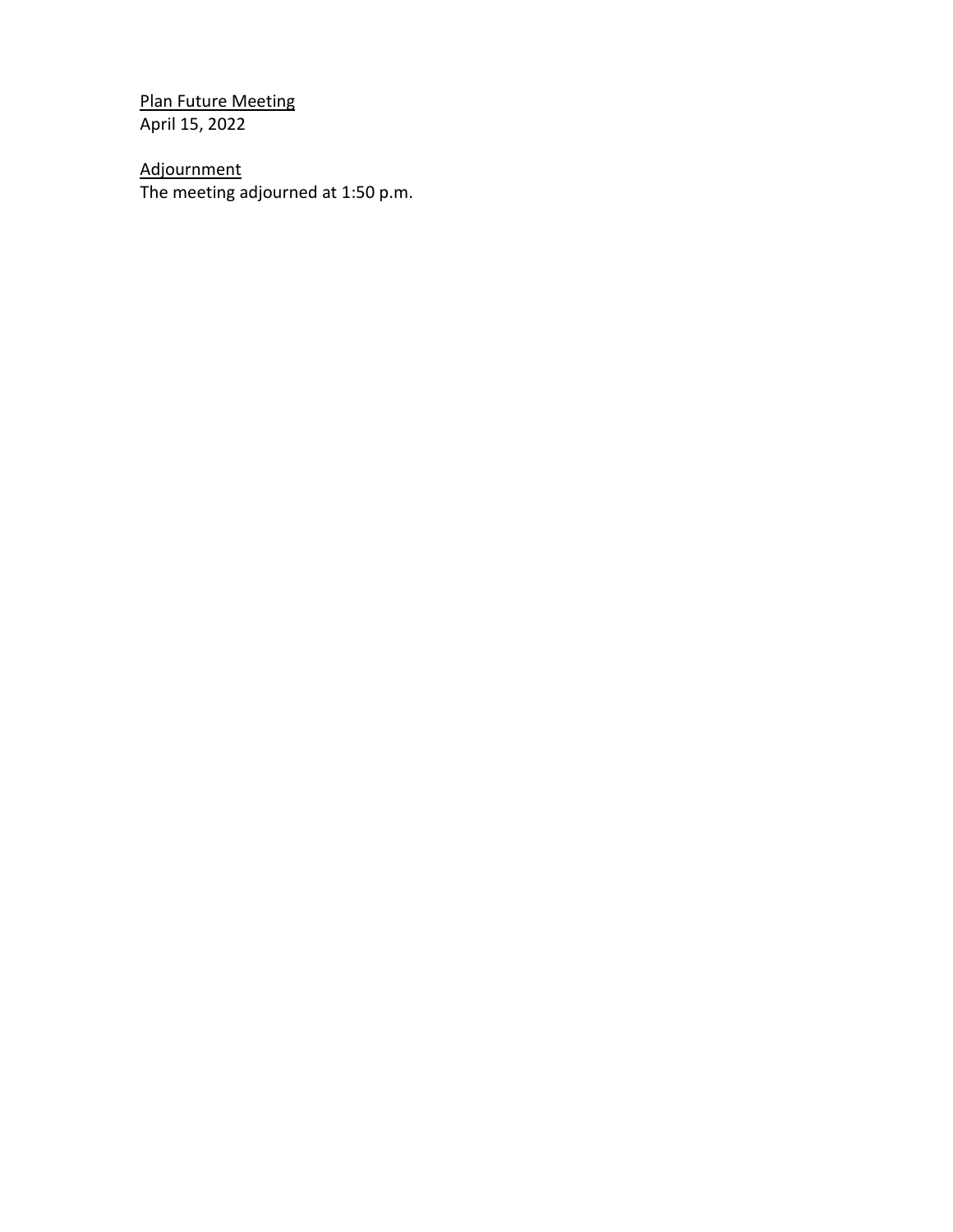<u>Plan Future Meeting</u>
April 15, 2022

<u>Adjournment</u>
The meeting adjourned at 1:50 p.m.